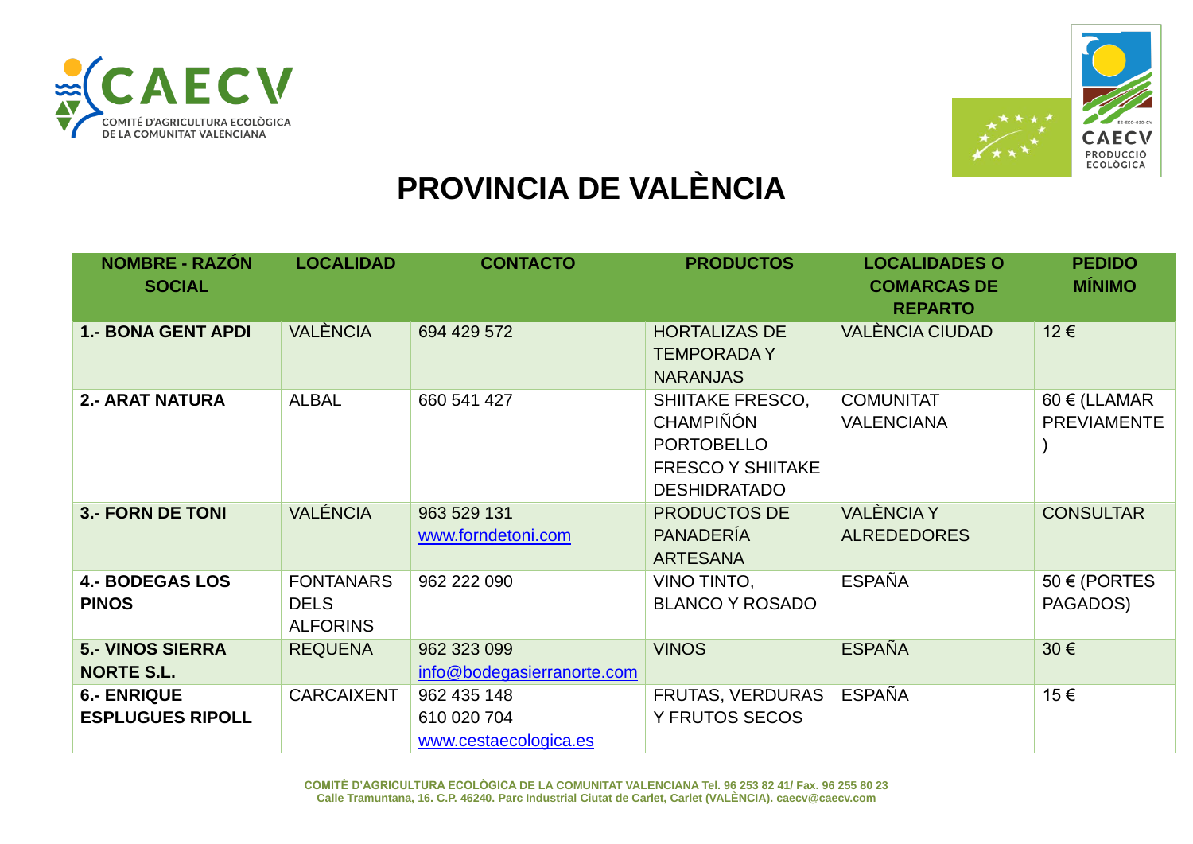COMITÉ D'AGRICULTURA ECOLÒGICA DE LA COMUNITAT VALENCIANA

# PROVINCIA DE VALÈNCIA

| NOMBRE - RAZÓN SOCIAL | LOCALIDAD | CONTACTO | PRODUCTOS | LOCALIDADES O COMARCAS DE REPARTO | PEDIDO MÍNIMO |
|---|---|---|---|---|---|
| **1.- BONA GENT APDI** | VALÈNCIA | 694 429 572 | HORTALIZAS DE TEMPORADA Y NARANJAS | VALÈNCIA CIUDAD | 12 € |
| **2.- ARAT NATURA** | ALBAL | 660 541 427 | SHIITAKE FRESCO, CHAMPIÑÓN PORTOBELLO FRESCO Y SHIITAKE DESHIDRATADO | COMUNITAT VALENCIANA | 60 € (LLAMAR PREVIAMENTE ) |
| **3.- FORN DE TONI** | VALÉNCIA | 963 529 131 www.forndetoni.com | PRODUCTOS DE PANADERÍA ARTESANA | VALÈNCIA Y ALREDEDORES | CONSULTAR |
| **4.- BODEGAS LOS PINOS** | FONTANARS DELS ALFORINS | 962 222 090 | VINO TINTO, BLANCO Y ROSADO | ESPAÑA | 50 € (PORTES PAGADOS) |
| **5.- VINOS SIERRA NORTE S.L.** | REQUENA | 962 323 099 info@bodegasierranorte.com | VINOS | ESPAÑA | 30 € |
| **6.- ENRIQUE ESPLUGUES RIPOLL** | CARCAIXENT | 962 435 148 610 020 704 www.cestaecologica.es | FRUTAS, VERDURAS Y FRUTOS SECOS | ESPAÑA | 15 € |

COMITÈ D'AGRICULTURA ECOLÒGICA DE LA COMUNITAT VALENCIANA Tel. 96 253 82 41/ Fax. 96 255 80 23
Calle Tramuntana, 16. C.P. 46240. Parc Industrial Ciutat de Carlet, Carlet (VALÈNCIA). caecv@caecv.com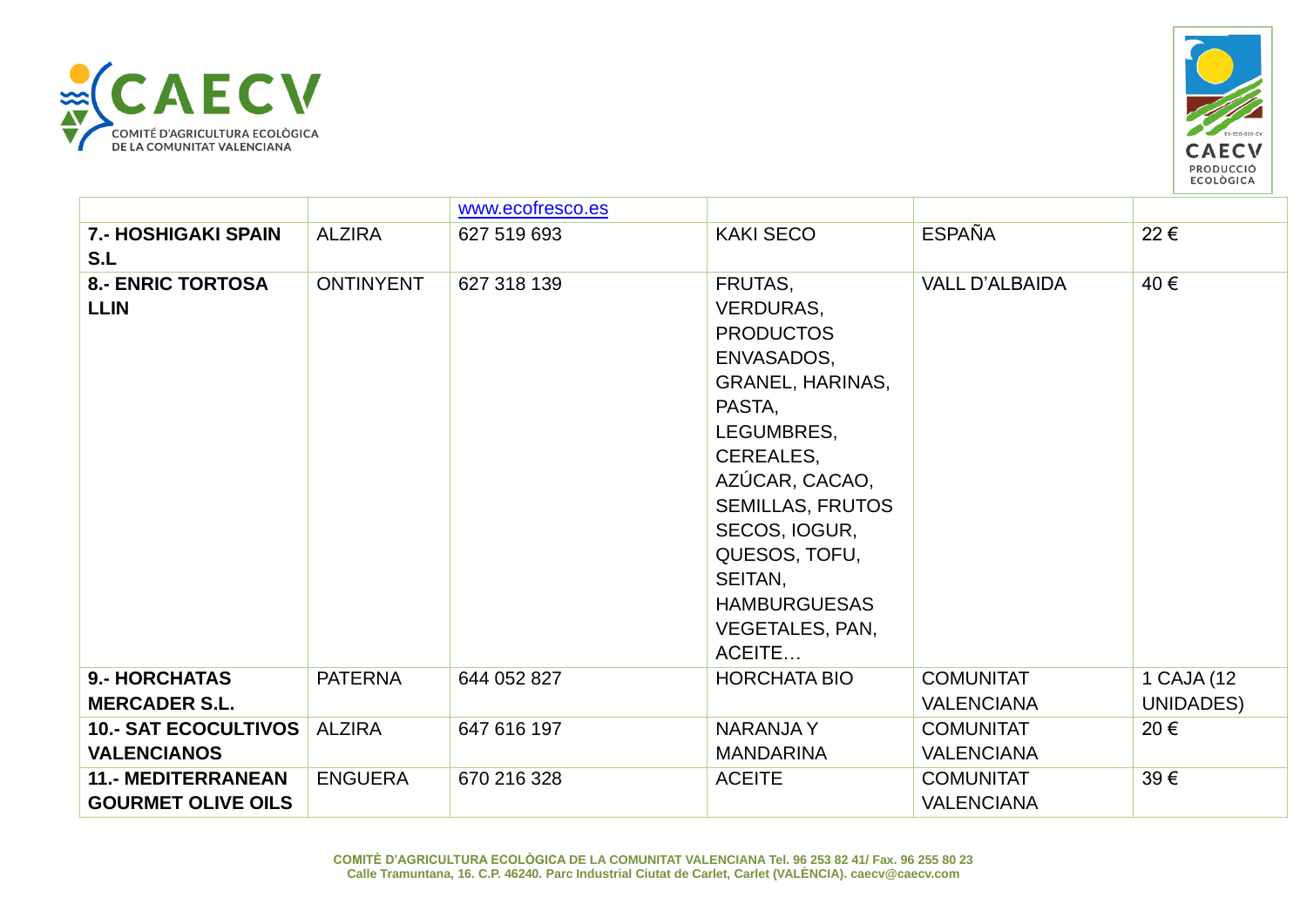| | | | | | |
|---|---|---|---|---|---|
| | | www.ecofresco.es | | | |
| **7.- HOSHIGAKI SPAIN S.L** | ALZIRA | 627 519 693 | KAKI SECO | ESPAÑA | 22 € |
| **8.- ENRIC TORTOSA LLIN** | ONTINYENT | 627 318 139 | FRUTAS, VERDURAS, PRODUCTOS ENVASADOS, GRANEL, HARINAS, PASTA, LEGUMBRES, CEREALES, AZÚCAR, CACAO, SEMILLAS, FRUTOS SECOS, IOGUR, QUESOS, TOFU, SEITAN, HAMBURGUESAS VEGETALES, PAN, ACEITE… | VALL D'ALBAIDA | 40 € |
| **9.- HORCHATAS MERCADER S.L.** | PATERNA | 644 052 827 | HORCHATA BIO | COMUNITAT VALENCIANA | 1 CAJA (12 UNIDADES) |
| **10.- SAT ECOCULTIVOS VALENCIANOS** | ALZIRA | 647 616 197 | NARANJA Y MANDARINA | COMUNITAT VALENCIANA | 20 € |
| **11.- MEDITERRANEAN GOURMET OLIVE OILS** | ENGUERA | 670 216 328 | ACEITE | COMUNITAT VALENCIANA | 39 € |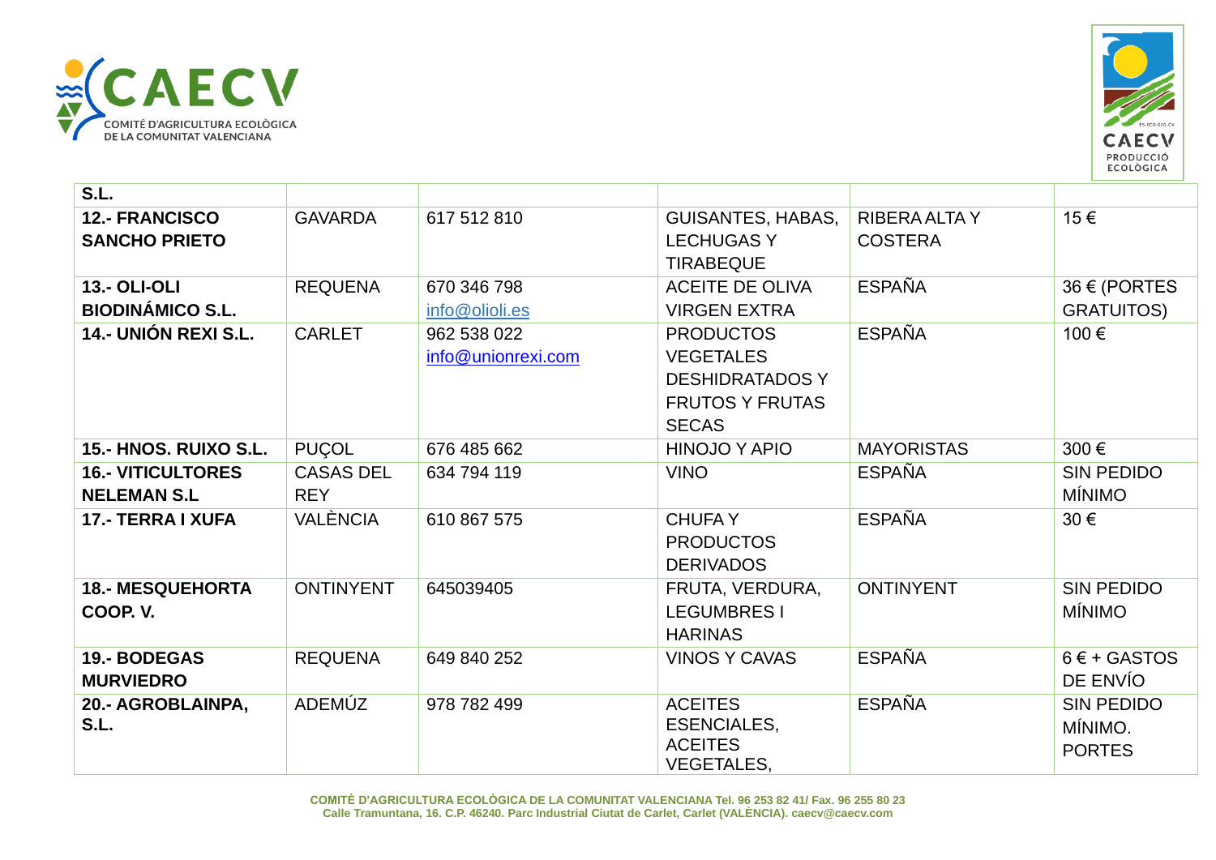| | | | | | |
|---|---|---|---|---|---|
| **S.L.** | | | | | |
| **12.- FRANCISCO SANCHO PRIETO** | GAVARDA | 617 512 810 | GUISANTES, HABAS, LECHUGAS Y TIRABEQUE | RIBERA ALTA Y COSTERA | 15 € |
| **13.- OLI-OLI BIODINÁMICO S.L.** | REQUENA | 670 346 798 info@olioli.es | ACEITE DE OLIVA VIRGEN EXTRA | ESPAÑA | 36 € (PORTES GRATUITOS) |
| **14.- UNIÓN REXI S.L.** | CARLET | 962 538 022 info@unionrexi.com | PRODUCTOS VEGETALES DESHIDRATADOS Y FRUTOS Y FRUTAS SECAS | ESPAÑA | 100 € |
| **15.- HNOS. RUIXO S.L.** | PUÇOL | 676 485 662 | HINOJO Y APIO | MAYORISTAS | 300 € |
| **16.- VITICULTORES NELEMAN S.L** | CASAS DEL REY | 634 794 119 | VINO | ESPAÑA | SIN PEDIDO MÍNIMO |
| **17.- TERRA I XUFA** | VALÈNCIA | 610 867 575 | CHUFA Y PRODUCTOS DERIVADOS | ESPAÑA | 30 € |
| **18.- MESQUEHORTA COOP. V.** | ONTINYENT | 645039405 | FRUTA, VERDURA, LEGUMBRES I HARINAS | ONTINYENT | SIN PEDIDO MÍNIMO |
| **19.- BODEGAS MURVIEDRO** | REQUENA | 649 840 252 | VINOS Y CAVAS | ESPAÑA | 6 € + GASTOS DE ENVÍO |
| **20.- AGROBLAINPA, S.L.** | ADEMÚZ | 978 782 499 | ACEITES ESENCIALES, ACEITES VEGETALES, | ESPAÑA | SIN PEDIDO MÍNIMO. PORTES |

COMITÈ D'AGRICULTURA ECOLÒGICA DE LA COMUNITAT VALENCIANA Tel. 96 253 82 41/ Fax. 96 255 80 23
Calle Tramuntana, 16. C.P. 46240. Parc Industrial Ciutat de Carlet, Carlet (VALÈNCIA). caecv@caecv.com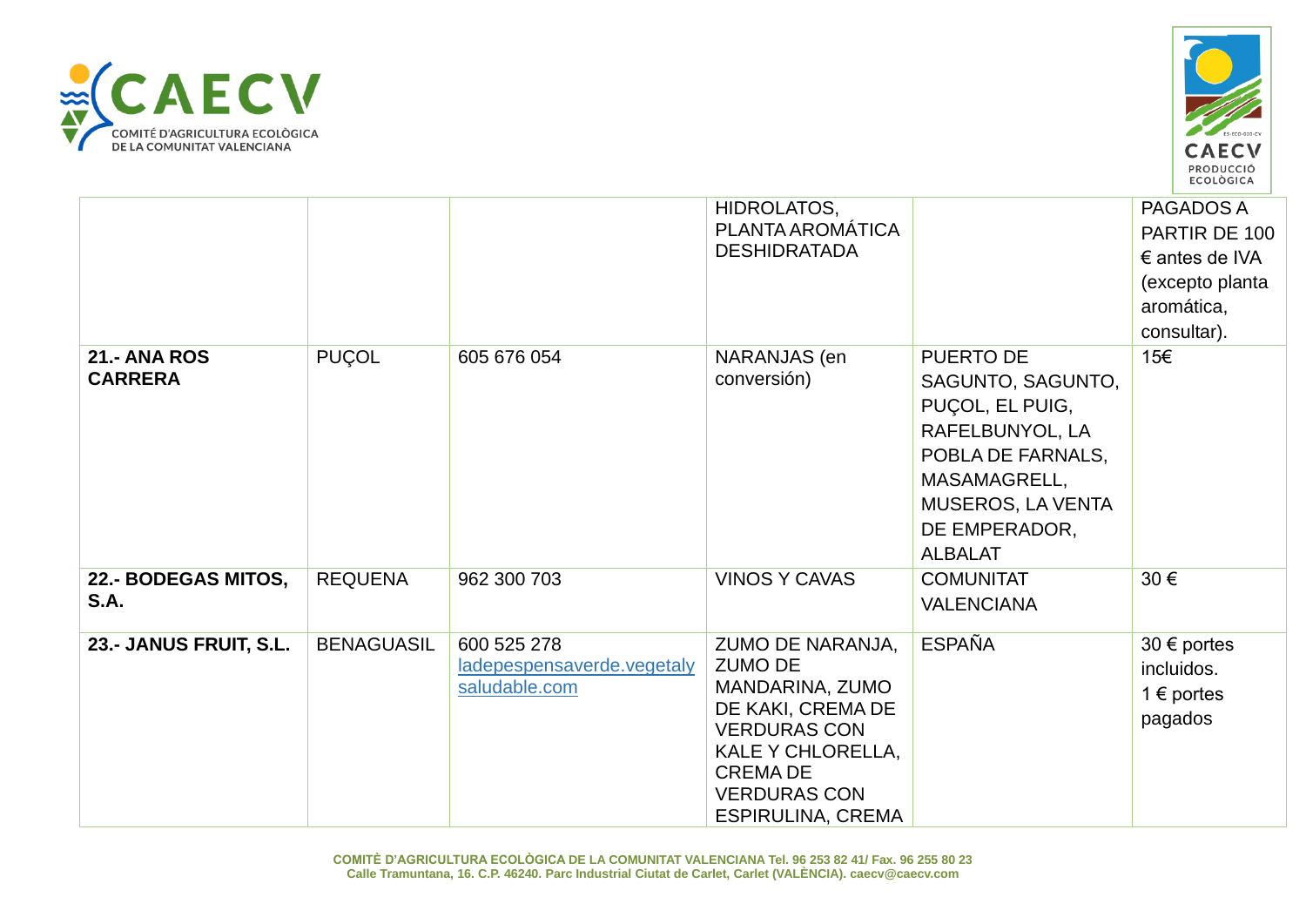| | | | | | |
|---|---|---|---|---|---|
| | | | HIDROLATOS, PLANTA AROMÁTICA DESHIDRATADA | | PAGADOS A PARTIR DE 100 € antes de IVA (excepto planta aromática, consultar). |
| **21.- ANA ROS CARRERA** | PUÇOL | 605 676 054 | NARANJAS (en conversión) | PUERTO DE SAGUNTO, SAGUNTO, PUÇOL, EL PUIG, RAFELBUNYOL, LA POBLA DE FARNALS, MASAMAGRELL, MUSEROS, LA VENTA DE EMPERADOR, ALBALAT | 15€ |
| **22.- BODEGAS MITOS, S.A.** | REQUENA | 962 300 703 | VINOS Y CAVAS | COMUNITAT VALENCIANA | 30 € |
| **23.- JANUS FRUIT, S.L.** | BENAGUASIL | 600 525 278 ladepespensaverde.vegetalysaludable.com | ZUMO DE NARANJA, ZUMO DE MANDARINA, ZUMO DE KAKI, CREMA DE VERDURAS CON KALE Y CHLORELLA, CREMA DE VERDURAS CON ESPIRULINA, CREMA | ESPAÑA | 30 € portes incluidos. 1 € portes pagados |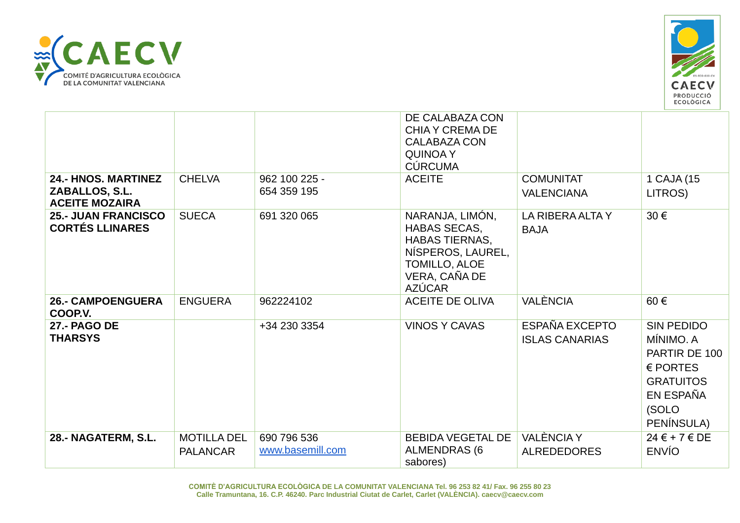| | | | DE CALABAZA CON CHIA Y CREMA DE CALABAZA CON QUINOA Y CÚRCUMA | | |
|---|---|---|---|---|---|
| **24.- HNOS. MARTINEZ ZABALLOS, S.L. ACEITE MOZAIRA** | CHELVA | 962 100 225 - 654 359 195 | ACEITE | COMUNITAT VALENCIANA | 1 CAJA (15 LITROS) |
| **25.- JUAN FRANCISCO CORTÉS LLINARES** | SUECA | 691 320 065 | NARANJA, LIMÓN, HABAS SECAS, HABAS TIERNAS, NÍSPEROS, LAUREL, TOMILLO, ALOE VERA, CAÑA DE AZÚCAR | LA RIBERA ALTA Y BAJA | 30 € |
| **26.- CAMPOENGUERA COOP.V.** | ENGUERA | 962224102 | ACEITE DE OLIVA | VALÈNCIA | 60 € |
| **27.- PAGO DE THARSYS** | | +34 230 3354 | VINOS Y CAVAS | ESPAÑA EXCEPTO ISLAS CANARIAS | SIN PEDIDO MÍNIMO. A PARTIR DE 100 € PORTES GRATUITOS EN ESPAÑA (SOLO PENÍNSULA) |
| **28.- NAGATERM, S.L.** | MOTILLA DEL PALANCAR | 690 796 536 www.basemill.com | BEBIDA VEGETAL DE ALMENDRAS (6 sabores) | VALÈNCIA Y ALREDEDORES | 24 € + 7 € DE ENVÍO |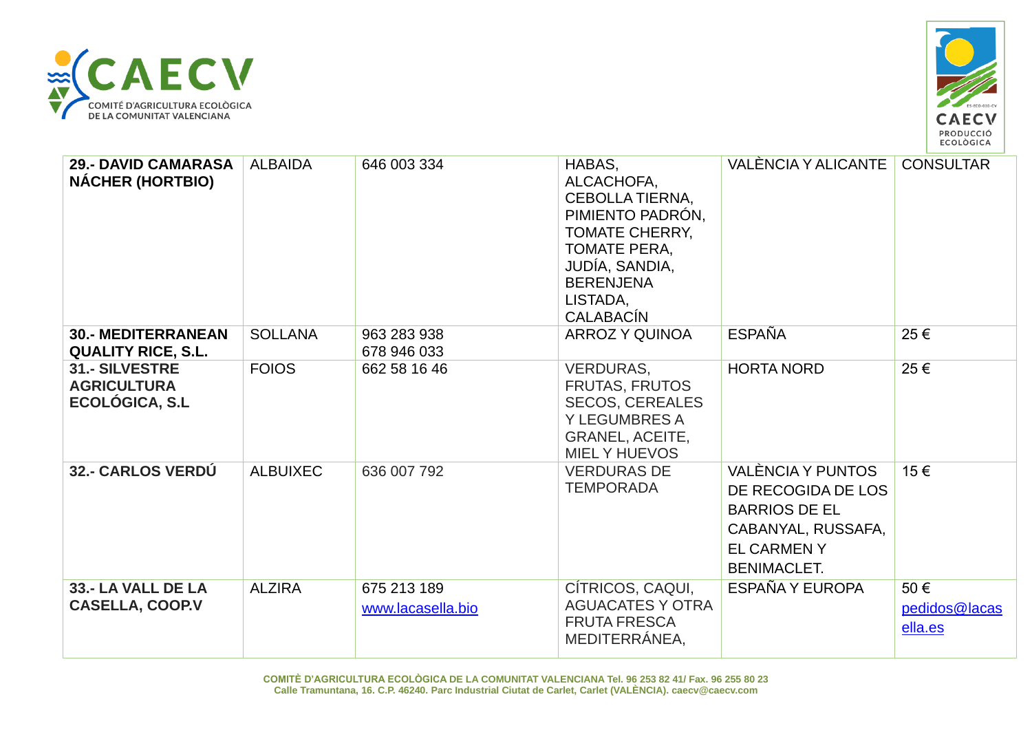| **29.- DAVID CAMARASA NÁCHER (HORTBIO)** | ALBAIDA | 646 003 334 | HABAS, ALCACHOFA, CEBOLLA TIERNA, PIMIENTO PADRÓN, TOMATE CHERRY, TOMATE PERA, JUDÍA, SANDIA, BERENJENA LISTADA, CALABACÍN | VALÈNCIA Y ALICANTE | CONSULTAR |
|---|---|---|---|---|---|
| **30.- MEDITERRANEAN QUALITY RICE, S.L.** | SOLLANA | 963 283 938<br>678 946 033 | ARROZ Y QUINOA | ESPAÑA | 25 € |
| **31.- SILVESTRE AGRICULTURA ECOLÓGICA, S.L** | FOIOS | 662 58 16 46 | VERDURAS, FRUTAS, FRUTOS SECOS, CEREALES Y LEGUMBRES A GRANEL, ACEITE, MIEL Y HUEVOS | HORTA NORD | 25 € |
| **32.- CARLOS VERDÚ** | ALBUIXEC | 636 007 792 | VERDURAS DE TEMPORADA | VALÈNCIA Y PUNTOS DE RECOGIDA DE LOS BARRIOS DE EL CABANYAL, RUSSAFA, EL CARMEN Y BENIMACLET. | 15 € |
| **33.- LA VALL DE LA CASELLA, COOP.V** | ALZIRA | 675 213 189<br>www.lacasella.bio | CÍTRICOS, CAQUI, AGUACATES Y OTRA FRUTA FRESCA MEDITERRÁNEA, | ESPAÑA Y EUROPA | 50 €<br>pedidos@lacasella.es |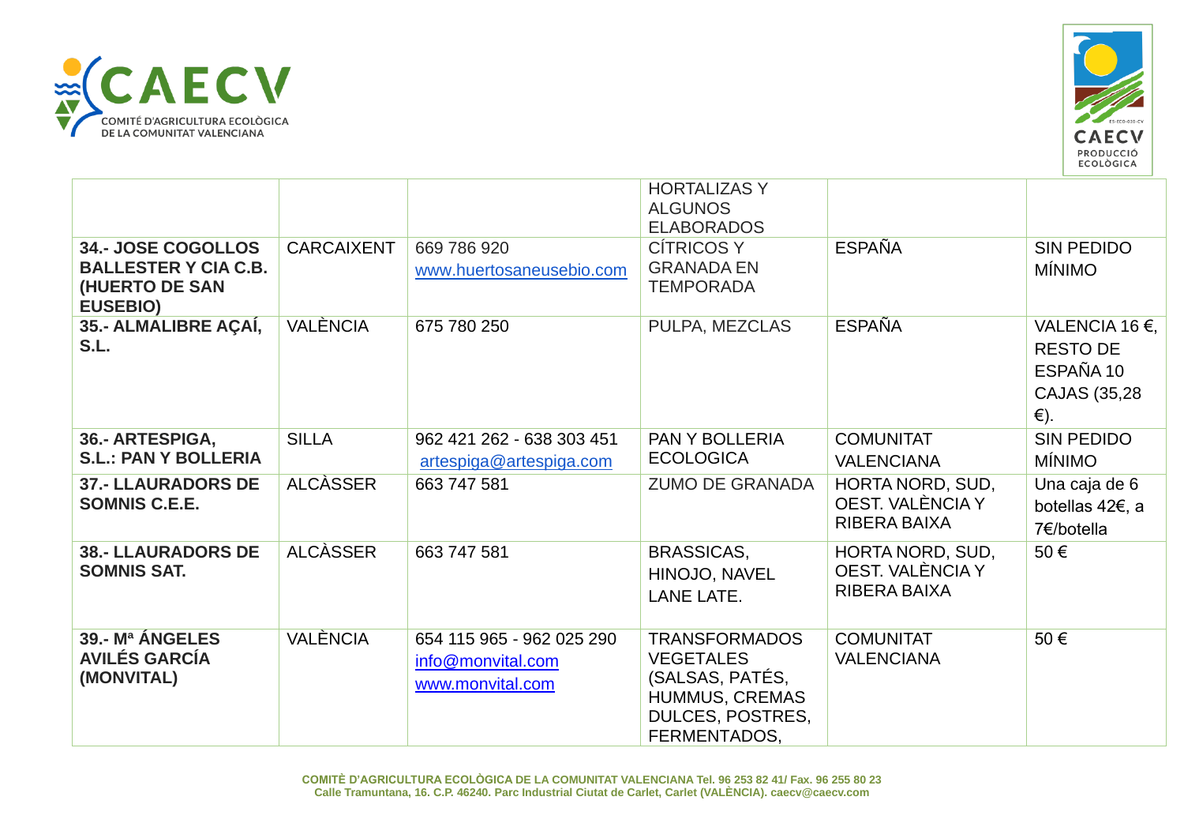| | | | | | |
|---|---|---|---|---|---|
| | | | HORTALIZAS Y ALGUNOS ELABORADOS | | |
| **34.- JOSE COGOLLOS BALLESTER Y CIA C.B. (HUERTO DE SAN EUSEBIO)** | CARCAIXENT | 669 786 920 www.huertosaneusebio.com | CÍTRICOS Y GRANADA EN TEMPORADA | ESPAÑA | SIN PEDIDO MÍNIMO |
| **35.- ALMALIBRE AÇAÍ, S.L.** | VALÈNCIA | 675 780 250 | PULPA, MEZCLAS | ESPAÑA | VALENCIA 16 €, RESTO DE ESPAÑA 10 CAJAS (35,28 €). |
| **36.- ARTESPIGA, S.L.: PAN Y BOLLERIA** | SILLA | 962 421 262 - 638 303 451 artespiga@artespiga.com | PAN Y BOLLERIA ECOLOGICA | COMUNITAT VALENCIANA | SIN PEDIDO MÍNIMO |
| **37.- LLAURADORS DE SOMNIS C.E.E.** | ALCÀSSER | 663 747 581 | ZUMO DE GRANADA | HORTA NORD, SUD, OEST. VALÈNCIA Y RIBERA BAIXA | Una caja de 6 botellas 42€, a 7€/botella |
| **38.- LLAURADORS DE SOMNIS SAT.** | ALCÀSSER | 663 747 581 | BRASSICAS, HINOJO, NAVEL LANE LATE. | HORTA NORD, SUD, OEST. VALÈNCIA Y RIBERA BAIXA | 50 € |
| **39.- Mª ÁNGELES AVILÉS GARCÍA (MONVITAL)** | VALÈNCIA | 654 115 965 - 962 025 290 info@monvital.com www.monvital.com | TRANSFORMADOS VEGETALES (SALSAS, PATÉS, HUMMUS, CREMAS DULCES, POSTRES, FERMENTADOS, | COMUNITAT VALENCIANA | 50 € |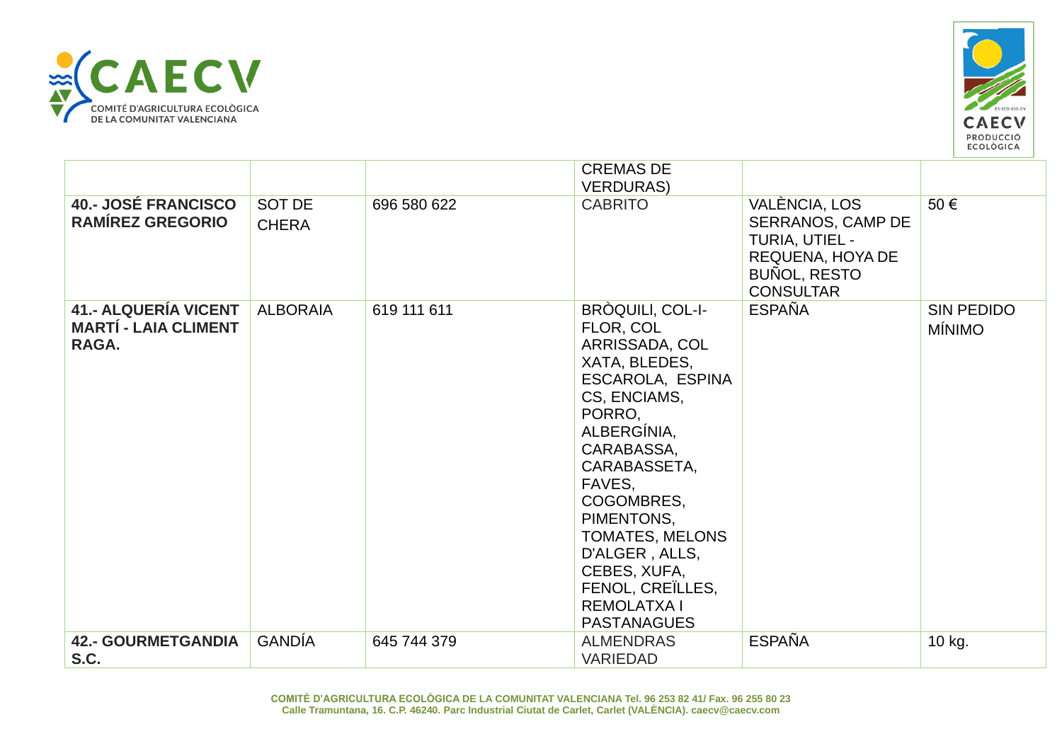| | | | CREMAS DE VERDURAS) | | |
|---|---|---|---|---|---|
| **40.- JOSÉ FRANCISCO RAMÍREZ GREGORIO** | SOT DE CHERA | 696 580 622 | CABRITO | VALÈNCIA, LOS SERRANOS, CAMP DE TURIA, UTIEL - REQUENA, HOYA DE BUÑOL, RESTO CONSULTAR | 50 € |
| **41.- ALQUERÍA VICENT MARTÍ - LAIA CLIMENT RAGA.** | ALBORAIA | 619 111 611 | BRÒQUILI, COL-I-FLOR, COL ARRISSADA, COL XATA, BLEDES, ESCAROLA, ESPINACS, ENCIAMS, PORRO, ALBERGÍNIA, CARABASSA, CARABASSETA, FAVES, COGOMBRES, PIMENTONS, TOMATES, MELONS D'ALGER , ALLS, CEBES, XUFA, FENOL, CREÏLLES, REMOLATXA I PASTANAGUES | ESPAÑA | SIN PEDIDO MÍNIMO |
| **42.- GOURMETGANDIA S.C.** | GANDÍA | 645 744 379 | ALMENDRAS VARIEDAD | ESPAÑA | 10 kg. |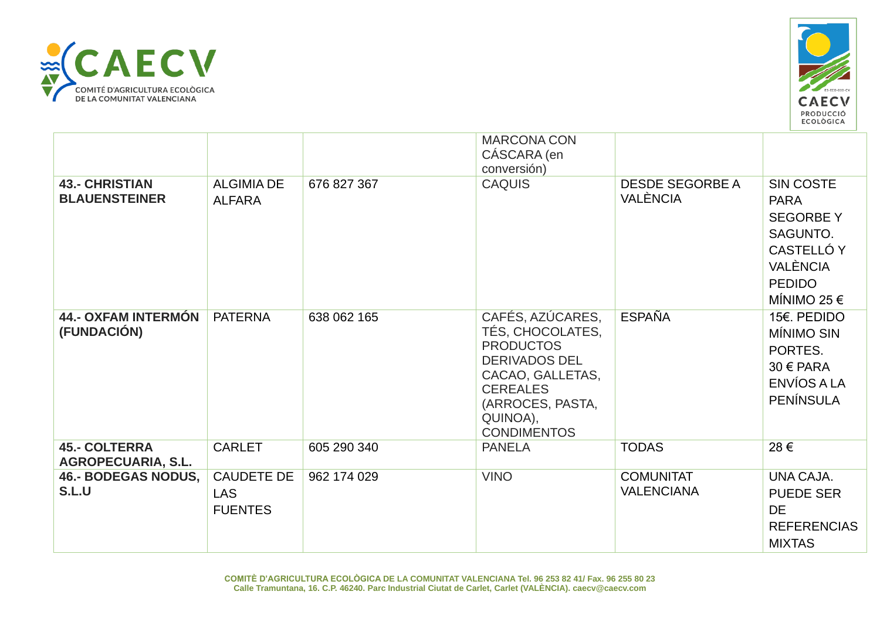| | | | MARCONA CON CÁSCARA (en conversión) | | |
|---|---|---|---|---|---|
| **43.- CHRISTIAN BLAUENSTEINER** | ALGIMIA DE ALFARA | 676 827 367 | CAQUIS | DESDE SEGORBE A VALÈNCIA | SIN COSTE PARA SEGORBE Y SAGUNTO. CASTELLÓ Y VALÈNCIA PEDIDO MÍNIMO 25 € |
| **44.- OXFAM INTERMÓN (FUNDACIÓN)** | PATERNA | 638 062 165 | CAFÉS, AZÚCARES, TÉS, CHOCOLATES, PRODUCTOS DERIVADOS DEL CACAO, GALLETAS, CEREALES (ARROCES, PASTA, QUINOA), CONDIMENTOS | ESPAÑA | 15€. PEDIDO MÍNIMO SIN PORTES. 30 € PARA ENVÍOS A LA PENÍNSULA |
| **45.- COLTERRA AGROPECUARIA, S.L.** | CARLET | 605 290 340 | PANELA | TODAS | 28 € |
| **46.- BODEGAS NODUS, S.L.U** | CAUDETE DE LAS FUENTES | 962 174 029 | VINO | COMUNITAT VALENCIANA | UNA CAJA. PUEDE SER DE REFERENCIAS MIXTAS |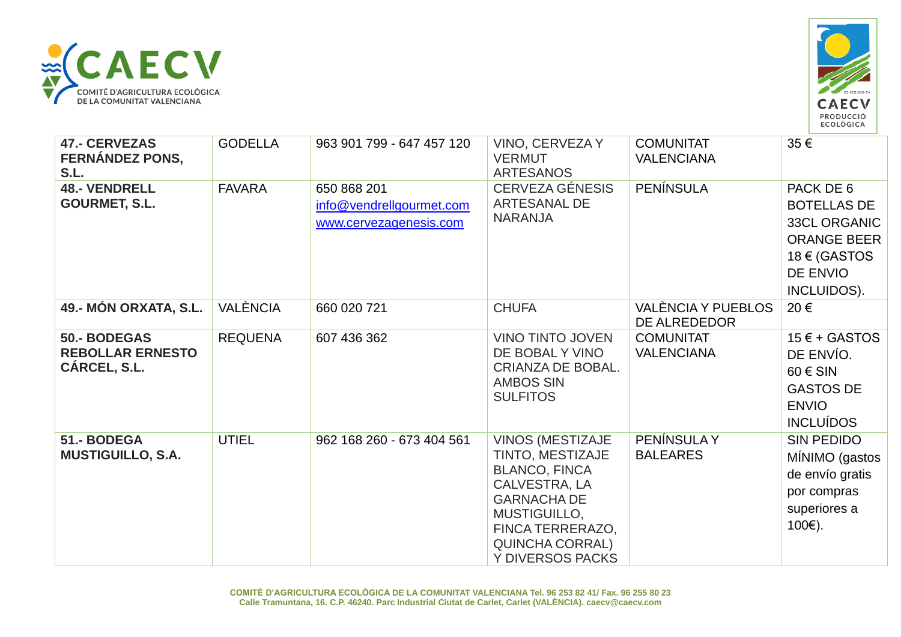| **47.- CERVEZAS FERNÁNDEZ PONS, S.L.** | GODELLA | 963 901 799 - 647 457 120 | VINO, CERVEZA Y VERMUT ARTESANOS | COMUNITAT VALENCIANA | 35 € |
|---|---|---|---|---|---|
| **48.- VENDRELL GOURMET, S.L.** | FAVARA | 650 868 201 info@vendrellgourmet.com www.cervezagenesis.com | CERVEZA GÉNESIS ARTESANAL DE NARANJA | PENÍNSULA | PACK DE 6 BOTELLAS DE 33CL ORGANIC ORANGE BEER 18 € (GASTOS DE ENVIO INCLUIDOS). |
| **49.- MÓN ORXATA, S.L.** | VALÈNCIA | 660 020 721 | CHUFA | VALÈNCIA Y PUEBLOS DE ALREDEDOR | 20 € |
| **50.- BODEGAS REBOLLAR ERNESTO CÁRCEL, S.L.** | REQUENA | 607 436 362 | VINO TINTO JOVEN DE BOBAL Y VINO CRIANZA DE BOBAL. AMBOS SIN SULFITOS | COMUNITAT VALENCIANA | 15 € + GASTOS DE ENVÍO. 60 € SIN GASTOS DE ENVIO INCLUÍDOS |
| **51.- BODEGA MUSTIGUILLO, S.A.** | UTIEL | 962 168 260 - 673 404 561 | VINOS (MESTIZAJE TINTO, MESTIZAJE BLANCO, FINCA CALVESTRA, LA GARNACHA DE MUSTIGUILLO, FINCA TERRERAZO, QUINCHA CORRAL) Y DIVERSOS PACKS | PENÍNSULA Y BALEARES | SIN PEDIDO MÍNIMO (gastos de envío gratis por compras superiores a 100€). |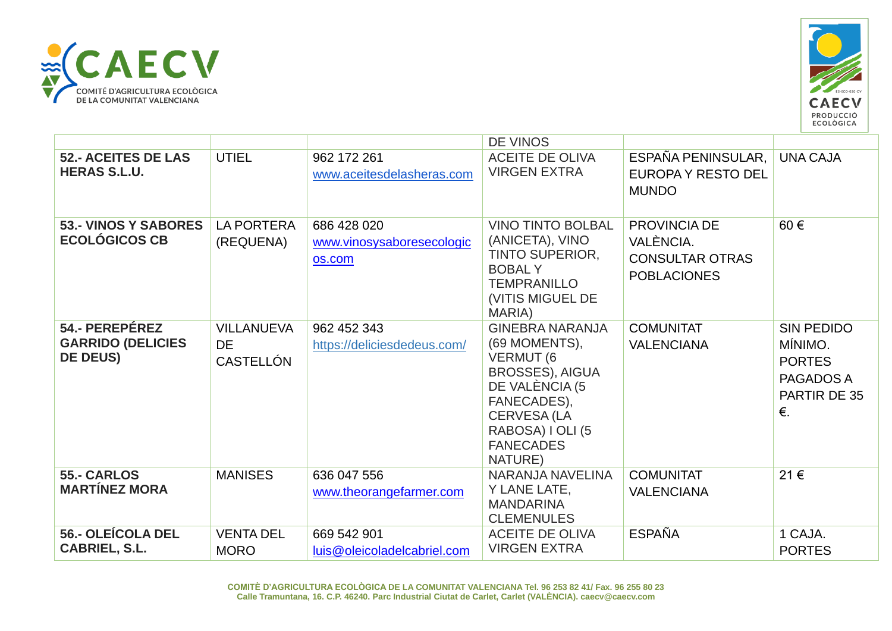| | | | DE VINOS | | |
|---|---|---|---|---|---|
| **52.- ACEITES DE LAS HERAS S.L.U.** | UTIEL | 962 172 261 www.aceitesdelasheras.com | ACEITE DE OLIVA VIRGEN EXTRA | ESPAÑA PENINSULAR, EUROPA Y RESTO DEL MUNDO | UNA CAJA |
| **53.- VINOS Y SABORES ECOLÓGICOS CB** | LA PORTERA (REQUENA) | 686 428 020 www.vinosysaboresecologicos.com | VINO TINTO BOLBAL (ANICETA), VINO TINTO SUPERIOR, BOBAL Y TEMPRANILLO (VITIS MIGUEL DE MARIA) | PROVINCIA DE VALÈNCIA. CONSULTAR OTRAS POBLACIONES | 60 € |
| **54.- PEREPÉREZ GARRIDO (DELICIES DE DEUS)** | VILLANUEVA DE CASTELLÓN | 962 452 343 https://deliciesdedeus.com/ | GINEBRA NARANJA (69 MOMENTS), VERMUT (6 BROSSES), AIGUA DE VALÈNCIA (5 FANECADES), CERVESA (LA RABOSA) I OLI (5 FANECADES NATURE) | COMUNITAT VALENCIANA | SIN PEDIDO MÍNIMO. PORTES PAGADOS A PARTIR DE 35 €. |
| **55.- CARLOS MARTÍNEZ MORA** | MANISES | 636 047 556 www.theorangefarmer.com | NARANJA NAVELINA Y LANE LATE, MANDARINA CLEMENULES | COMUNITAT VALENCIANA | 21 € |
| **56.- OLEÍCOLA DEL CABRIEL, S.L.** | VENTA DEL MORO | 669 542 901 luis@oleicoladelcabriel.com | ACEITE DE OLIVA VIRGEN EXTRA | ESPAÑA | 1 CAJA. PORTES |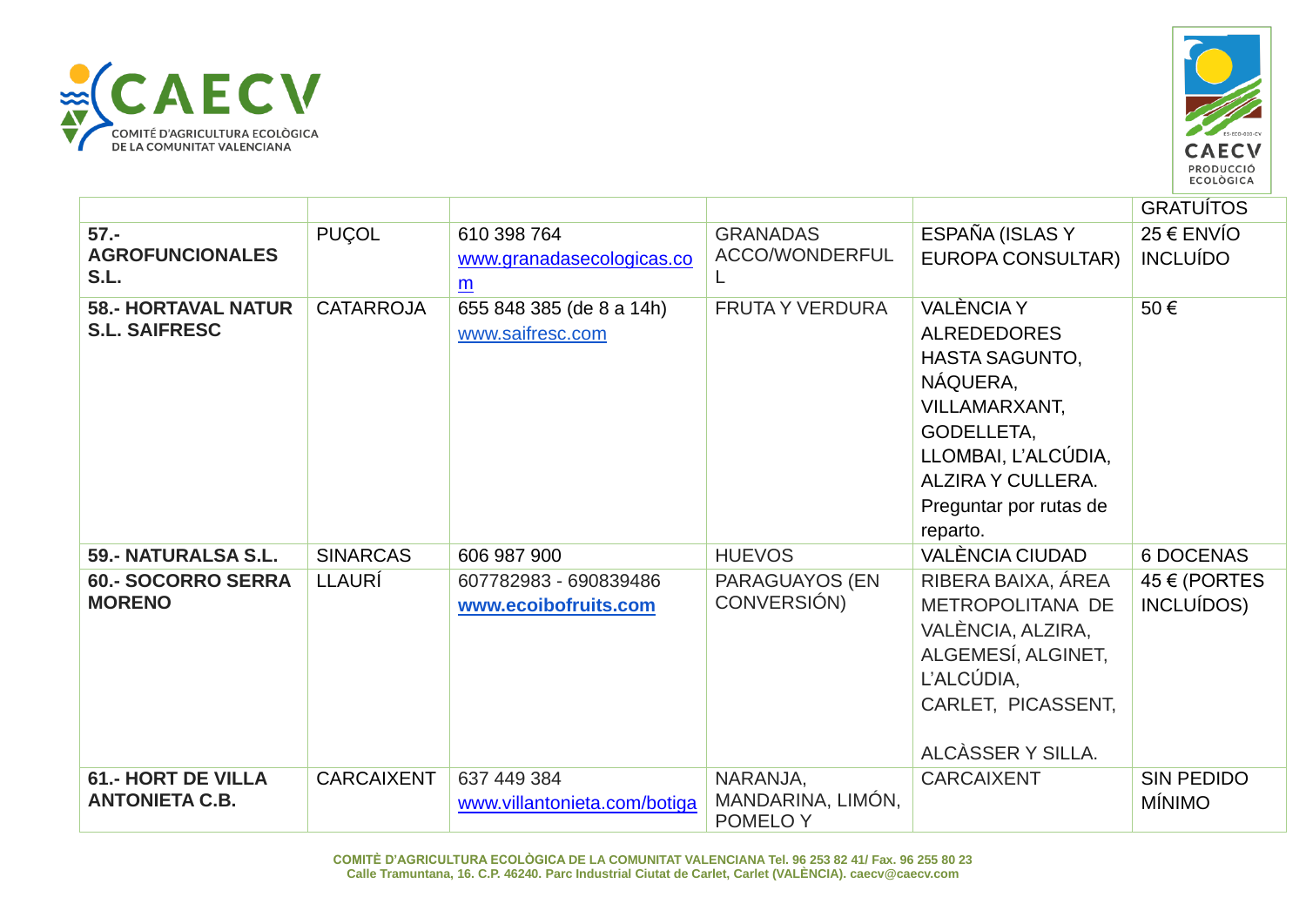|  |  |  |  |  | GRATUÍTOS |
|---|---|---|---|---|---|
| **57.- AGROFUNCIONALES S.L.** | PUÇOL | 610 398 764 www.granadasecologicas.com | GRANADAS ACCO/WONDERFUL L | ESPAÑA (ISLAS Y EUROPA CONSULTAR) | 25 € ENVÍO INCLUÍDO |
| **58.- HORTAVAL NATUR S.L. SAIFRESC** | CATARROJA | 655 848 385 (de 8 a 14h) www.saifresc.com | FRUTA Y VERDURA | VALÈNCIA Y ALREDEDORES HASTA SAGUNTO, NÁQUERA, VILLAMARXANT, GODELLETA, LLOMBAI, L'ALCÚDIA, ALZIRA Y CULLERA. Preguntar por rutas de reparto. | 50 € |
| **59.- NATURALSA S.L.** | SINARCAS | 606 987 900 | HUEVOS | VALÈNCIA CIUDAD | 6 DOCENAS |
| **60.- SOCORRO SERRA MORENO** | LLAURÍ | 607782983 - 690839486 **www.ecoibofruits.com** | PARAGUAYOS (EN CONVERSIÓN) | RIBERA BAIXA, ÁREA METROPOLITANA DE VALÈNCIA, ALZIRA, ALGEMESÍ, ALGINET, L'ALCÚDIA, CARLET, PICASSENT, ALCÀSSER Y SILLA. | 45 € (PORTES INCLUÍDOS) |
| **61.- HORT DE VILLA ANTONIETA C.B.** | CARCAIXENT | 637 449 384 www.villantonieta.com/botiga | NARANJA, MANDARINA, LIMÓN, POMELO Y | CARCAIXENT | SIN PEDIDO MÍNIMO |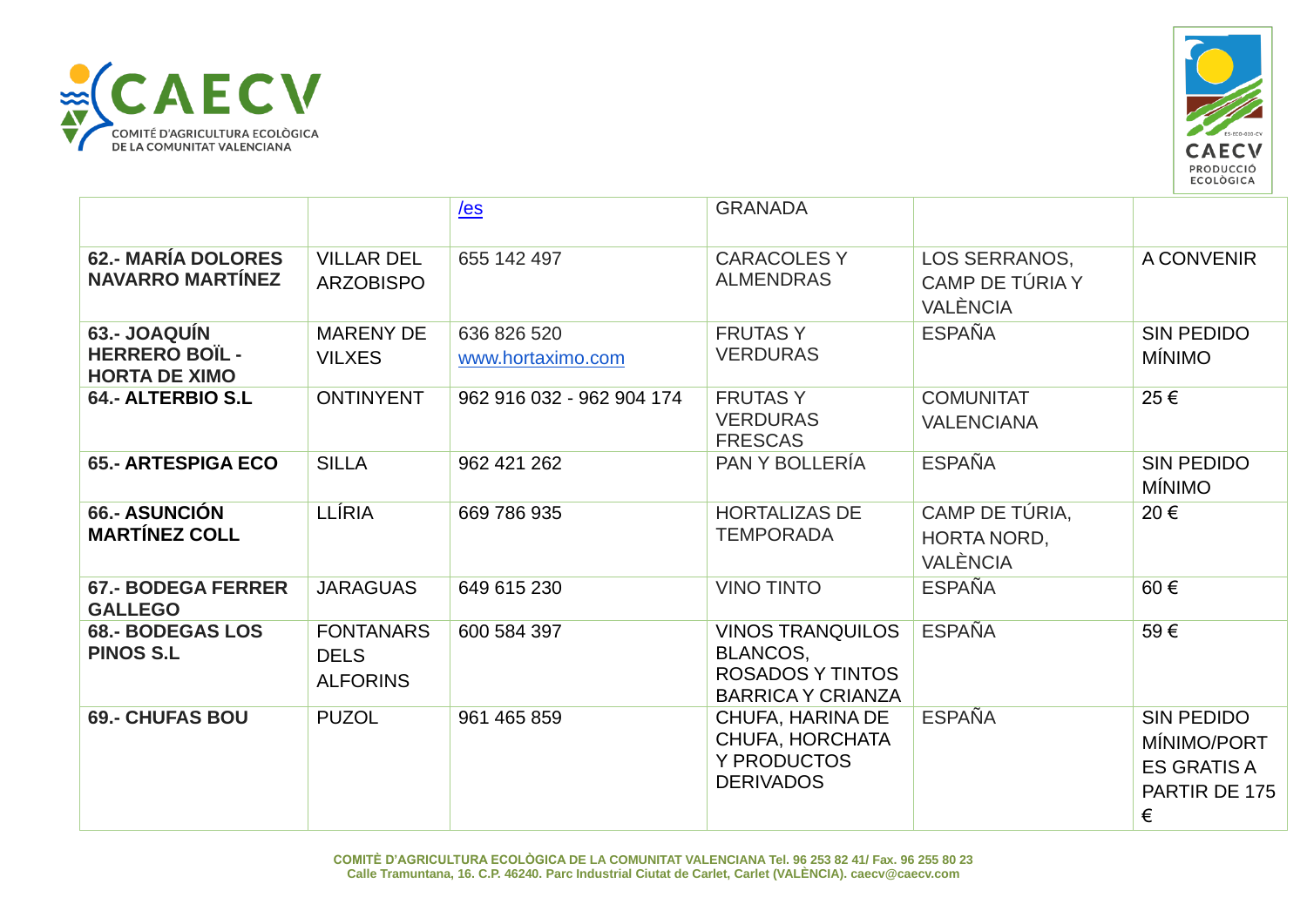| | | | | | |
|---|---|---|---|---|---|
| | | /es | GRANADA | | |
| **62.- MARÍA DOLORES NAVARRO MARTÍNEZ** | VILLAR DEL ARZOBISPO | 655 142 497 | CARACOLES Y ALMENDRAS | LOS SERRANOS, CAMP DE TÚRIA Y VALÈNCIA | A CONVENIR |
| **63.- JOAQUÍN HERRERO BOÏL - HORTA DE XIMO** | MARENY DE VILXES | 636 826 520 www.hortaximo.com | FRUTAS Y VERDURAS | ESPAÑA | SIN PEDIDO MÍNIMO |
| **64.- ALTERBIO S.L** | ONTINYENT | 962 916 032 - 962 904 174 | FRUTAS Y VERDURAS FRESCAS | COMUNITAT VALENCIANA | 25 € |
| **65.- ARTESPIGA ECO** | SILLA | 962 421 262 | PAN Y BOLLERÍA | ESPAÑA | SIN PEDIDO MÍNIMO |
| **66.- ASUNCIÓN MARTÍNEZ COLL** | LLÍRIA | 669 786 935 | HORTALIZAS DE TEMPORADA | CAMP DE TÚRIA, HORTA NORD, VALÈNCIA | 20 € |
| **67.- BODEGA FERRER GALLEGO** | JARAGUAS | 649 615 230 | VINO TINTO | ESPAÑA | 60 € |
| **68.- BODEGAS LOS PINOS S.L** | FONTANARS DELS ALFORINS | 600 584 397 | VINOS TRANQUILOS BLANCOS, ROSADOS Y TINTOS BARRICA Y CRIANZA | ESPAÑA | 59 € |
| **69.- CHUFAS BOU** | PUZOL | 961 465 859 | CHUFA, HARINA DE CHUFA, HORCHATA Y PRODUCTOS DERIVADOS | ESPAÑA | SIN PEDIDO MÍNIMO/PORTES GRATIS A PARTIR DE 175 € |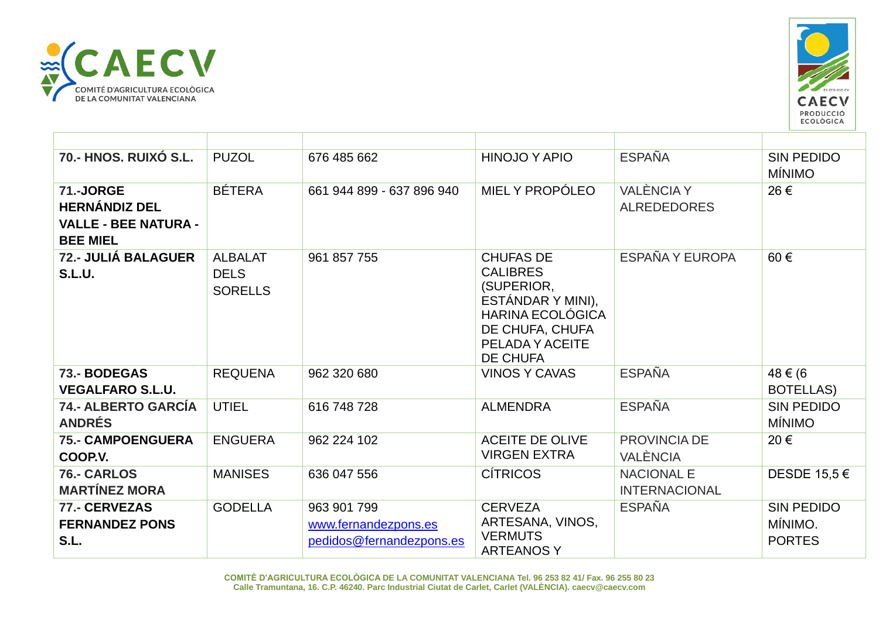| | | | | | |
|---|---|---|---|---|---|
| **70.- HNOS. RUIXÓ S.L.** | PUZOL | 676 485 662 | HINOJO Y APIO | ESPAÑA | SIN PEDIDO MÍNIMO |
| **71.-JORGE HERNÁNDIZ DEL VALLE - BEE NATURA - BEE MIEL** | BÉTERA | 661 944 899 - 637 896 940 | MIEL Y PROPÓLEO | VALÈNCIA Y ALREDEDORES | 26 € |
| **72.- JULIÁ BALAGUER S.L.U.** | ALBALAT DELS SORELLS | 961 857 755 | CHUFAS DE CALIBRES (SUPERIOR, ESTÁNDAR Y MINI), HARINA ECOLÓGICA DE CHUFA, CHUFA PELADA Y ACEITE DE CHUFA | ESPAÑA Y EUROPA | 60 € |
| **73.- BODEGAS VEGALFARO S.L.U.** | REQUENA | 962 320 680 | VINOS Y CAVAS | ESPAÑA | 48 € (6 BOTELLAS) |
| **74.- ALBERTO GARCÍA ANDRÉS** | UTIEL | 616 748 728 | ALMENDRA | ESPAÑA | SIN PEDIDO MÍNIMO |
| **75.- CAMPOENGUERA COOP.V.** | ENGUERA | 962 224 102 | ACEITE DE OLIVE VIRGEN EXTRA | PROVINCIA DE VALÈNCIA | 20 € |
| **76.- CARLOS MARTÍNEZ MORA** | MANISES | 636 047 556 | CÍTRICOS | NACIONAL E INTERNACIONAL | DESDE 15,5 € |
| **77.- CERVEZAS FERNANDEZ PONS S.L.** | GODELLA | 963 901 799 [www.fernandezpons.es](http://www.fernandezpons.es) [pedidos@fernandezpons.es](mailto:pedidos@fernandezpons.es) | CERVEZA ARTESANA, VINOS, VERMUTS ARTEANOS Y | ESPAÑA | SIN PEDIDO MÍNIMO. PORTES |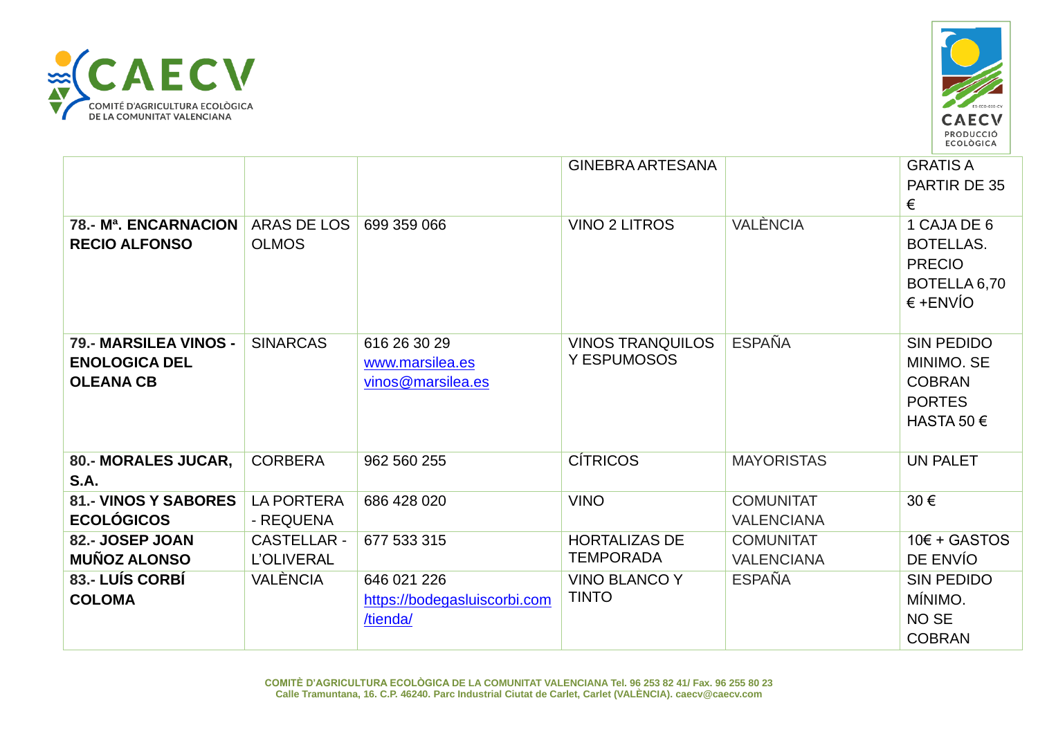| | | | | | |
|---|---|---|---|---|---|
| | | | GINEBRA ARTESANA | | GRATIS A PARTIR DE 35 € |
| **78.- Mª. ENCARNACION RECIO ALFONSO** | ARAS DE LOS OLMOS | 699 359 066 | VINO 2 LITROS | VALÈNCIA | 1 CAJA DE 6 BOTELLAS. PRECIO BOTELLA 6,70 € +ENVÍO |
| **79.- MARSILEA VINOS - ENOLOGICA DEL OLEANA CB** | SINARCAS | 616 26 30 29 www.marsilea.es vinos@marsilea.es | VINOS TRANQUILOS Y ESPUMOSOS | ESPAÑA | SIN PEDIDO MINIMO. SE COBRAN PORTES HASTA 50 € |
| **80.- MORALES JUCAR, S.A.** | CORBERA | 962 560 255 | CÍTRICOS | MAYORISTAS | UN PALET |
| **81.- VINOS Y SABORES ECOLÓGICOS** | LA PORTERA - REQUENA | 686 428 020 | VINO | COMUNITAT VALENCIANA | 30 € |
| **82.- JOSEP JOAN MUÑOZ ALONSO** | CASTELLAR - L'OLIVERAL | 677 533 315 | HORTALIZAS DE TEMPORADA | COMUNITAT VALENCIANA | 10€ + GASTOS DE ENVÍO |
| **83.- LUÍS CORBÍ COLOMA** | VALÈNCIA | 646 021 226 https://bodegasluiscorbi.com/tienda/ | VINO BLANCO Y TINTO | ESPAÑA | SIN PEDIDO MÍNIMO. NO SE COBRAN |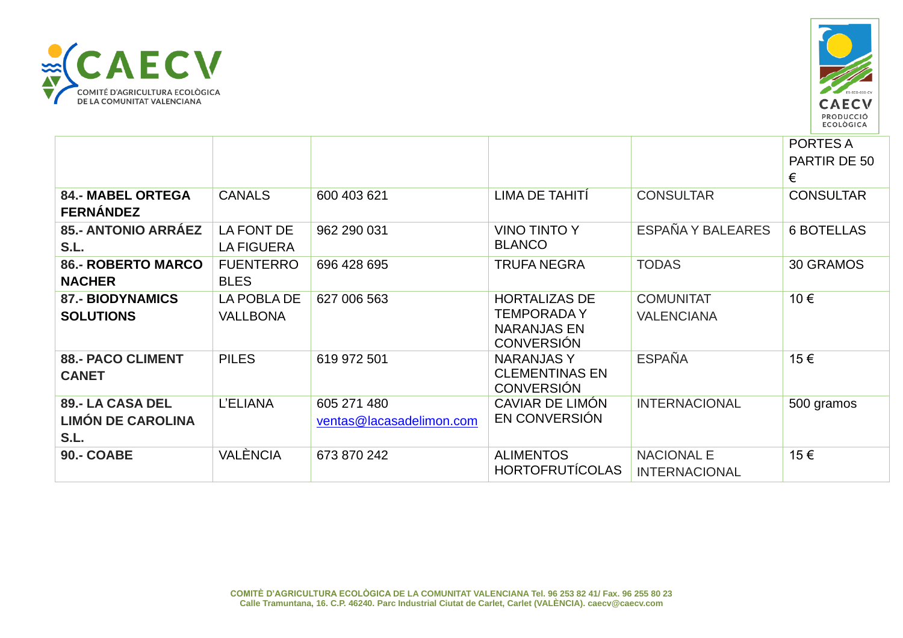| | | | | | PORTES A PARTIR DE 50 € |
|---|---|---|---|---|---|
| **84.- MABEL ORTEGA FERNÁNDEZ** | CANALS | 600 403 621 | LIMA DE TAHITÍ | CONSULTAR | CONSULTAR |
| **85.- ANTONIO ARRÁEZ S.L.** | LA FONT DE LA FIGUERA | 962 290 031 | VINO TINTO Y BLANCO | ESPAÑA Y BALEARES | 6 BOTELLAS |
| **86.- ROBERTO MARCO NACHER** | FUENTERRO BLES | 696 428 695 | TRUFA NEGRA | TODAS | 30 GRAMOS |
| **87.- BIODYNAMICS SOLUTIONS** | LA POBLA DE VALLBONA | 627 006 563 | HORTALIZAS DE TEMPORADA Y NARANJAS EN CONVERSIÓN | COMUNITAT VALENCIANA | 10 € |
| **88.- PACO CLIMENT CANET** | PILES | 619 972 501 | NARANJAS Y CLEMENTINAS EN CONVERSIÓN | ESPAÑA | 15 € |
| **89.- LA CASA DEL LIMÓN DE CAROLINA S.L.** | L'ELIANA | 605 271 480 ventas@lacasadelimon.com | CAVIAR DE LIMÓN EN CONVERSIÓN | INTERNACIONAL | 500 gramos |
| **90.- COABE** | VALÈNCIA | 673 870 242 | ALIMENTOS HORTOFRUTÍCOLAS | NACIONAL E INTERNACIONAL | 15 € |